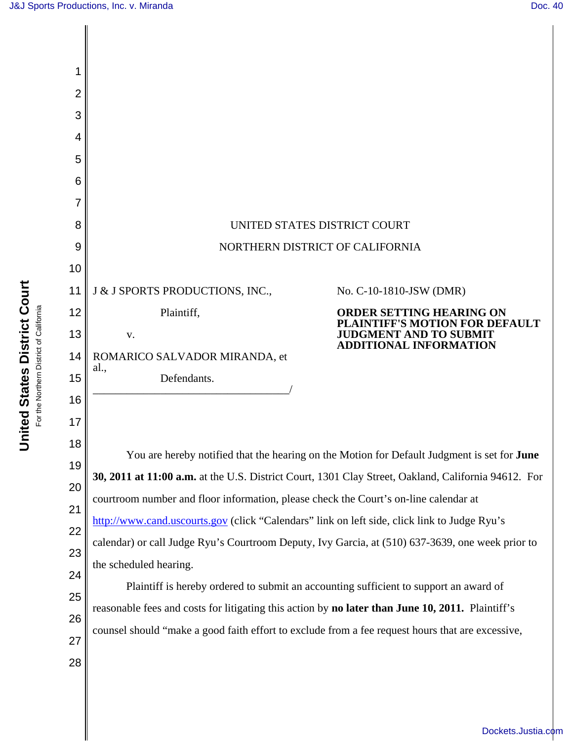UNITED STATES DISTRICT COURT

NORTHERN DISTRICT OF CALIFORNIA

J & J SPORTS PRODUCTIONS, INC.,

Plaintiff,

v.

ROMARICO SALVADOR MIRANDA, et al.,

Defendants.

_____________________________________/

No. C-10-1810-JSW (DMR)

**ORDER SETTING HEARING ON PLAINTIFF'S MOTION FOR DEFAULT JUDGMENT AND TO SUBMIT ADDITIONAL INFORMATION**

You are hereby notified that the hearing on the Motion for Default Judgment is set for **June 30, 2011 at 11:00 a.m.** at the U.S. District Court, 1301 Clay Street, Oakland, California 94612. For courtroom number and floor information, please check the Court's on-line calendar at http://www.cand.uscourts.gov (click "Calendars" link on left side, click link to Judge Ryu's calendar) or call Judge Ryu's Courtroom Deputy, Ivy Garcia, at (510) 637-3639, one week prior to the scheduled hearing.

Plaintiff is hereby ordered to submit an accounting sufficient to support an award of reasonable fees and costs for litigating this action by **no later than June 10, 2011.** Plaintiff's counsel should "make a good faith effort to exclude from a fee request hours that are excessive,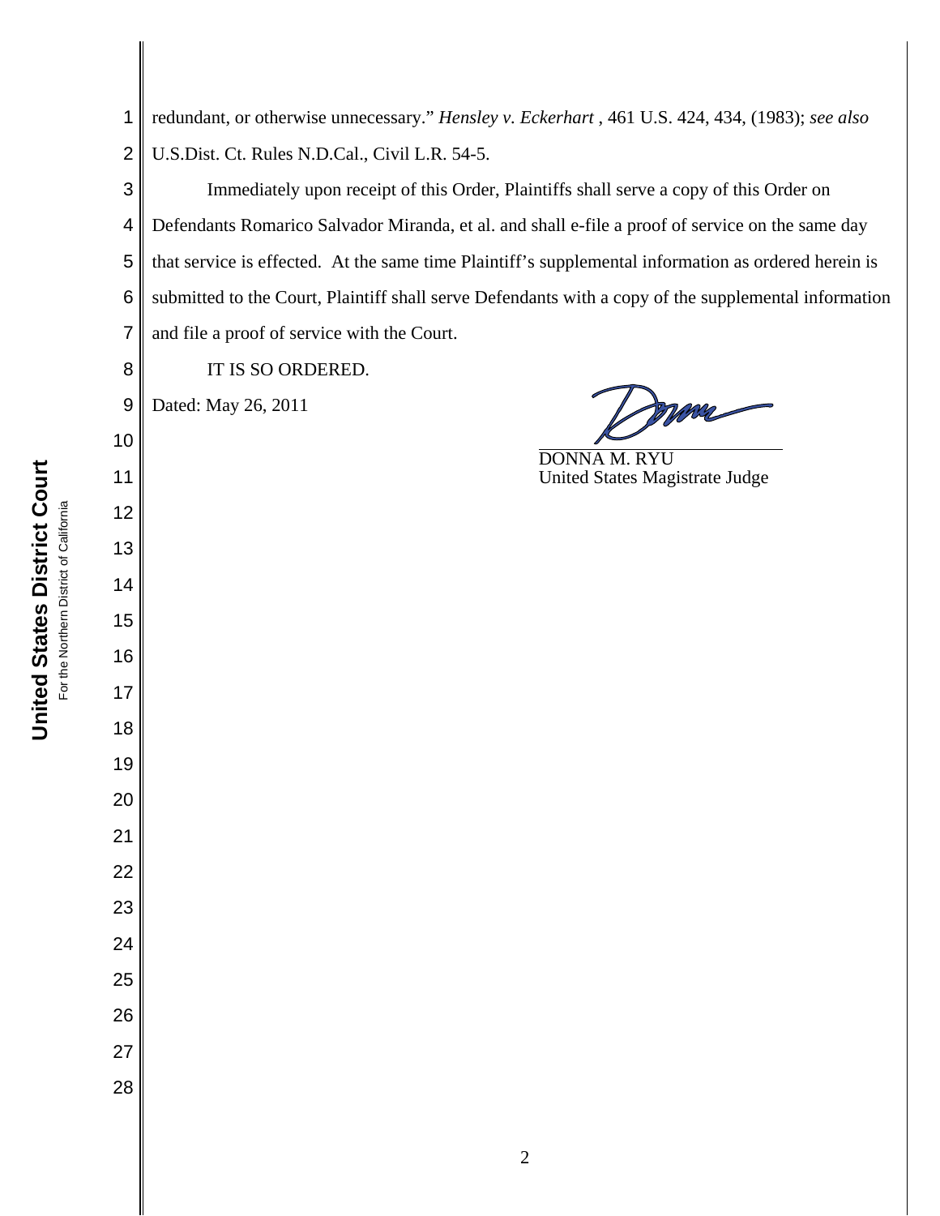redundant, or otherwise unnecessary." *Hensley v. Eckerhart* , 461 U.S. 424, 434, (1983); *see also* U.S.Dist. Ct. Rules N.D.Cal., Civil L.R. 54-5.

Immediately upon receipt of this Order, Plaintiffs shall serve a copy of this Order on Defendants Romarico Salvador Miranda, et al. and shall e-file a proof of service on the same day that service is effected. At the same time Plaintiff's supplemental information as ordered herein is submitted to the Court, Plaintiff shall serve Defendants with a copy of the supplemental information and file a proof of service with the Court.

IT IS SO ORDERED.

Dated: May 26, 2011

DONNA M. RYU
United States Magistrate Judge